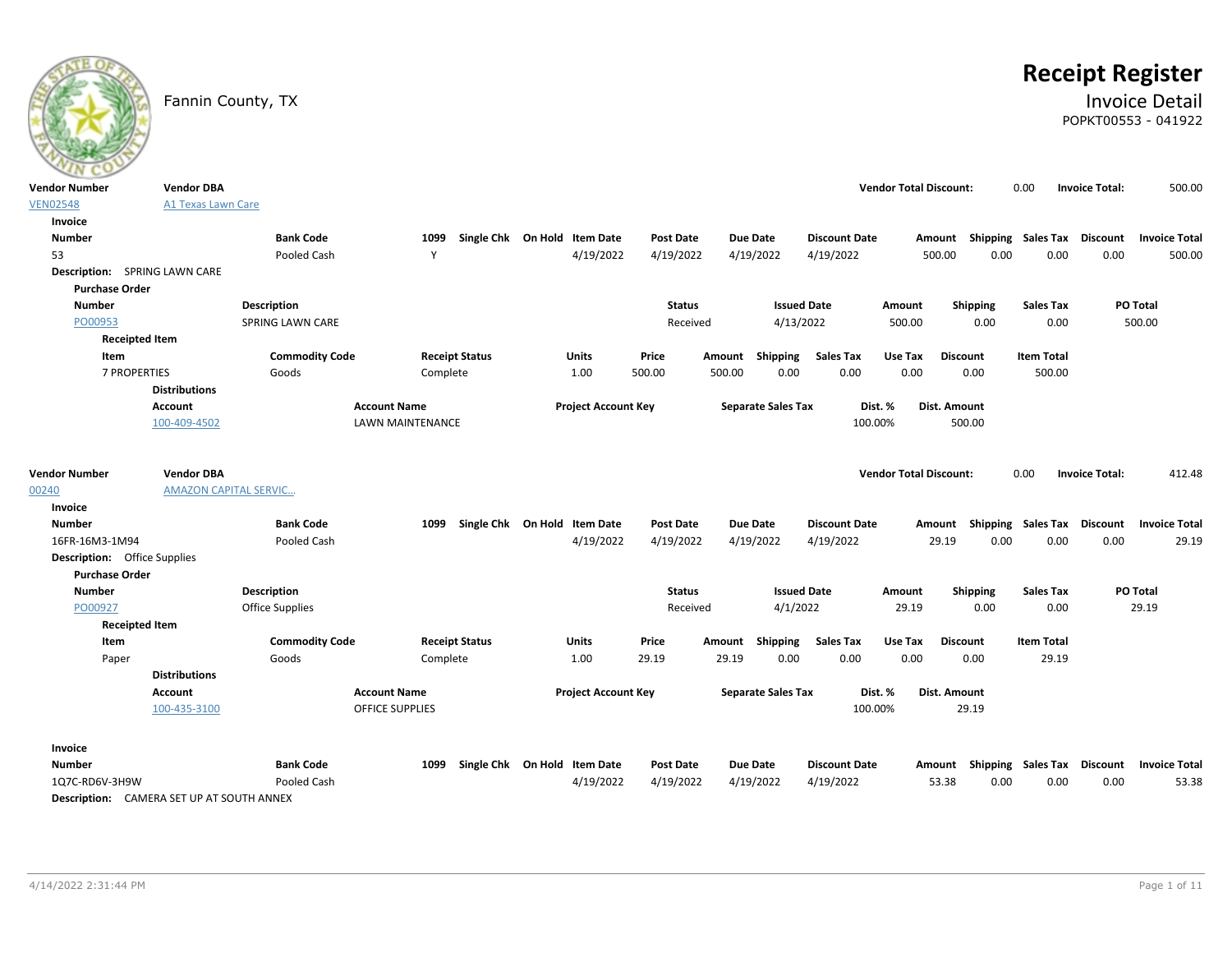# Receipt Register

## Invoice Detail

POPKT00553 - 041922

Fannin County, TX

| Vendor Number | Vendor DBA | Vendor Total Discount: | Invoice Total: |
|---|---|---|---|
| VEN02548 | A1 Texas Lawn Care | 0.00 | 500.00 |

**Invoice**

| Number | Bank Code | 1099 | Single Chk | On Hold | Item Date | Post Date | Due Date | Discount Date | Amount | Shipping | Sales Tax | Discount | Invoice Total |
|---|---|---|---|---|---|---|---|---|---|---|---|---|---|
| 53 | Pooled Cash | Y | | | 4/19/2022 | 4/19/2022 | 4/19/2022 | 4/19/2022 | 500.00 | 0.00 | 0.00 | 0.00 | 500.00 |

**Description:** SPRING LAWN CARE

**Purchase Order**

| Number | Description | Status | Issued Date | Amount | Shipping | Sales Tax | PO Total |
|---|---|---|---|---|---|---|---|
| PO00953 | SPRING LAWN CARE | Received | 4/13/2022 | 500.00 | 0.00 | 0.00 | 500.00 |

**Receipted Item**

| Item | Commodity Code | Receipt Status | Units | Price | Amount | Shipping | Sales Tax | Use Tax | Discount | Item Total |
|---|---|---|---|---|---|---|---|---|---|---|
| 7 PROPERTIES | Goods | Complete | 1.00 | 500.00 | 500.00 | 0.00 | 0.00 | 0.00 | 0.00 | 500.00 |

**Distributions**

| Account | Account Name | Project Account Key | Separate Sales Tax | Dist. % | Dist. Amount |
|---|---|---|---|---|---|
| 100-409-4502 | LAWN MAINTENANCE | | | 100.00% | 500.00 |

| Vendor Number | Vendor DBA | Vendor Total Discount: | Invoice Total: |
|---|---|---|---|
| 00240 | AMAZON CAPITAL SERVIC... | 0.00 | 412.48 |

**Invoice**

| Number | Bank Code | 1099 | Single Chk | On Hold | Item Date | Post Date | Due Date | Discount Date | Amount | Shipping | Sales Tax | Discount | Invoice Total |
|---|---|---|---|---|---|---|---|---|---|---|---|---|---|
| 16FR-16M3-1M94 | Pooled Cash | | | | 4/19/2022 | 4/19/2022 | 4/19/2022 | 4/19/2022 | 29.19 | 0.00 | 0.00 | 0.00 | 29.19 |

**Description:** Office Supplies

**Purchase Order**

| Number | Description | Status | Issued Date | Amount | Shipping | Sales Tax | PO Total |
|---|---|---|---|---|---|---|---|
| PO00927 | Office Supplies | Received | 4/1/2022 | 29.19 | 0.00 | 0.00 | 29.19 |

**Receipted Item**

| Item | Commodity Code | Receipt Status | Units | Price | Amount | Shipping | Sales Tax | Use Tax | Discount | Item Total |
|---|---|---|---|---|---|---|---|---|---|---|
| Paper | Goods | Complete | 1.00 | 29.19 | 29.19 | 0.00 | 0.00 | 0.00 | 0.00 | 29.19 |

**Distributions**

| Account | Account Name | Project Account Key | Separate Sales Tax | Dist. % | Dist. Amount |
|---|---|---|---|---|---|
| 100-435-3100 | OFFICE SUPPLIES | | | 100.00% | 29.19 |

**Invoice**

| Number | Bank Code | 1099 | Single Chk | On Hold | Item Date | Post Date | Due Date | Discount Date | Amount | Shipping | Sales Tax | Discount | Invoice Total |
|---|---|---|---|---|---|---|---|---|---|---|---|---|---|
| 1Q7C-RD6V-3H9W | Pooled Cash | | | | 4/19/2022 | 4/19/2022 | 4/19/2022 | 4/19/2022 | 53.38 | 0.00 | 0.00 | 0.00 | 53.38 |

**Description:** CAMERA SET UP AT SOUTH ANNEX

4/14/2022 2:31:44 PM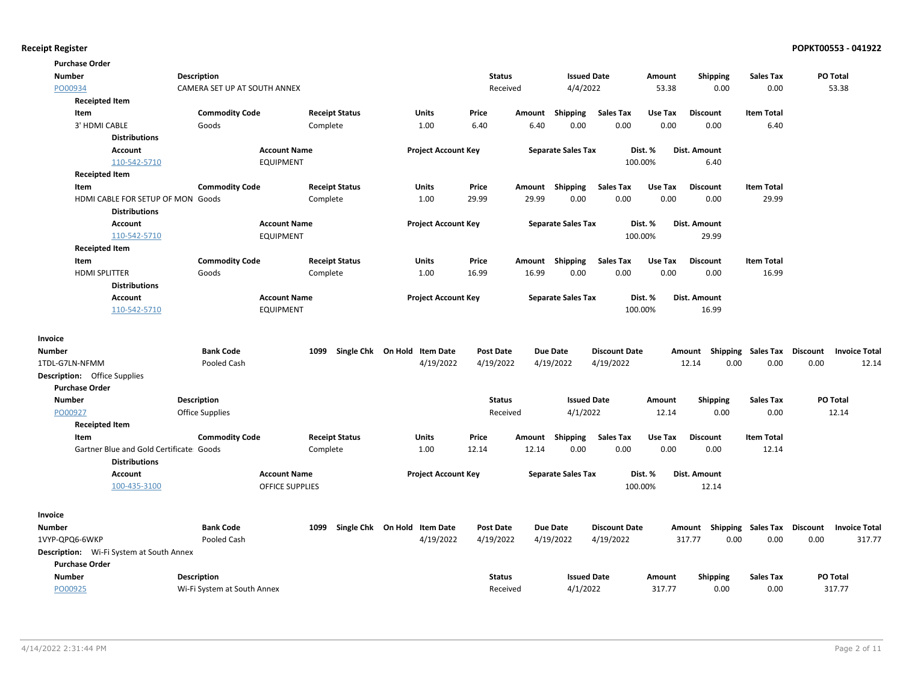**Purchase Order**

| Number | Description | Status | Issued Date | Amount | Shipping | Sales Tax | PO Total |
|---|---|---|---|---|---|---|---|
| PO00934 | CAMERA SET UP AT SOUTH ANNEX | Received | 4/4/2022 | 53.38 | 0.00 | 0.00 | 53.38 |

**Receipted Item**

| Item | Commodity Code | Receipt Status | Units | Price | Amount | Shipping | Sales Tax | Use Tax | Discount | Item Total |
|---|---|---|---|---|---|---|---|---|---|---|
| 3' HDMI CABLE | Goods | Complete | 1.00 | 6.40 | 6.40 | 0.00 | 0.00 | 0.00 | 0.00 | 6.40 |

**Distributions**

| Account | Account Name | Project Account Key | Separate Sales Tax | Dist. % | Dist. Amount |
|---|---|---|---|---|---|
| 110-542-5710 | EQUIPMENT | | | 100.00% | 6.40 |

**Receipted Item**

| Item | Commodity Code | Receipt Status | Units | Price | Amount | Shipping | Sales Tax | Use Tax | Discount | Item Total |
|---|---|---|---|---|---|---|---|---|---|---|
| HDMI CABLE FOR SETUP OF MON | Goods | Complete | 1.00 | 29.99 | 29.99 | 0.00 | 0.00 | 0.00 | 0.00 | 29.99 |

**Distributions**

| Account | Account Name | Project Account Key | Separate Sales Tax | Dist. % | Dist. Amount |
|---|---|---|---|---|---|
| 110-542-5710 | EQUIPMENT | | | 100.00% | 29.99 |

**Receipted Item**

| Item | Commodity Code | Receipt Status | Units | Price | Amount | Shipping | Sales Tax | Use Tax | Discount | Item Total |
|---|---|---|---|---|---|---|---|---|---|---|
| HDMI SPLITTER | Goods | Complete | 1.00 | 16.99 | 16.99 | 0.00 | 0.00 | 0.00 | 0.00 | 16.99 |

**Distributions**

| Account | Account Name | Project Account Key | Separate Sales Tax | Dist. % | Dist. Amount |
|---|---|---|---|---|---|
| 110-542-5710 | EQUIPMENT | | | 100.00% | 16.99 |

**Invoice**

| Number | Bank Code | 1099 | Single Chk | On Hold | Item Date | Post Date | Due Date | Discount Date | Amount | Shipping | Sales Tax | Discount | Invoice Total |
|---|---|---|---|---|---|---|---|---|---|---|---|---|---|
| 1TDL-G7LN-NFMM | Pooled Cash | | | | 4/19/2022 | 4/19/2022 | 4/19/2022 | 4/19/2022 | 12.14 | 0.00 | 0.00 | 0.00 | 12.14 |

**Description:** Office Supplies

**Purchase Order**

| Number | Description | Status | Issued Date | Amount | Shipping | Sales Tax | PO Total |
|---|---|---|---|---|---|---|---|
| PO00927 | Office Supplies | Received | 4/1/2022 | 12.14 | 0.00 | 0.00 | 12.14 |

**Receipted Item**

| Item | Commodity Code | Receipt Status | Units | Price | Amount | Shipping | Sales Tax | Use Tax | Discount | Item Total |
|---|---|---|---|---|---|---|---|---|---|---|
| Gartner Blue and Gold Certificate | Goods | Complete | 1.00 | 12.14 | 12.14 | 0.00 | 0.00 | 0.00 | 0.00 | 12.14 |

**Distributions**

| Account | Account Name | Project Account Key | Separate Sales Tax | Dist. % | Dist. Amount |
|---|---|---|---|---|---|
| 100-435-3100 | OFFICE SUPPLIES | | | 100.00% | 12.14 |

**Invoice**

| Number | Bank Code | 1099 | Single Chk | On Hold | Item Date | Post Date | Due Date | Discount Date | Amount | Shipping | Sales Tax | Discount | Invoice Total |
|---|---|---|---|---|---|---|---|---|---|---|---|---|---|
| 1VYP-QPQ6-6WKP | Pooled Cash | | | | 4/19/2022 | 4/19/2022 | 4/19/2022 | 4/19/2022 | 317.77 | 0.00 | 0.00 | 0.00 | 317.77 |

**Description:** Wi-Fi System at South Annex

**Purchase Order**

| Number | Description | Status | Issued Date | Amount | Shipping | Sales Tax | PO Total |
|---|---|---|---|---|---|---|---|
| PO00925 | Wi-Fi System at South Annex | Received | 4/1/2022 | 317.77 | 0.00 | 0.00 | 317.77 |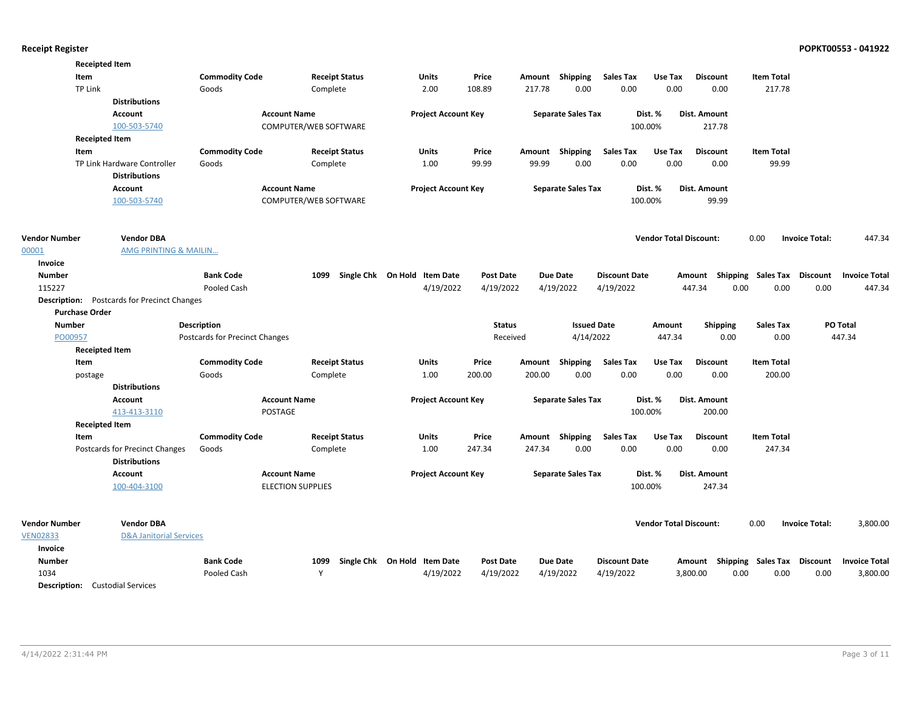**Receipted Item**

| Item | Commodity Code | Receipt Status | Units | Price | Amount | Shipping | Sales Tax | Use Tax | Discount | Item Total |
|---|---|---|---|---|---|---|---|---|---|---|
| TP Link | Goods | Complete | 2.00 | 108.89 | 217.78 | 0.00 | 0.00 | 0.00 | 0.00 | 217.78 |

**Distributions**

| Account | Account Name | Project Account Key | Separate Sales Tax | Dist. % | Dist. Amount |
|---|---|---|---|---|---|
| 100-503-5740 | COMPUTER/WEB SOFTWARE | | | 100.00% | 217.78 |

**Receipted Item**

| Item | Commodity Code | Receipt Status | Units | Price | Amount | Shipping | Sales Tax | Use Tax | Discount | Item Total |
|---|---|---|---|---|---|---|---|---|---|---|
| TP Link Hardware Controller | Goods | Complete | 1.00 | 99.99 | 99.99 | 0.00 | 0.00 | 0.00 | 0.00 | 99.99 |

**Distributions**

| Account | Account Name | Project Account Key | Separate Sales Tax | Dist. % | Dist. Amount |
|---|---|---|---|---|---|
| 100-503-5740 | COMPUTER/WEB SOFTWARE | | | 100.00% | 99.99 |

| Vendor Number | Vendor DBA | Vendor Total Discount: | Invoice Total: |
|---|---|---|---|
| 00001 | AMG PRINTING & MAILIN... | 0.00 | 447.34 |

**Invoice**

| Number | Bank Code | 1099 | Single Chk | On Hold | Item Date | Post Date | Due Date | Discount Date | Amount | Shipping | Sales Tax | Discount | Invoice Total |
|---|---|---|---|---|---|---|---|---|---|---|---|---|---|
| 115227 | Pooled Cash | | | | 4/19/2022 | 4/19/2022 | 4/19/2022 | 4/19/2022 | 447.34 | 0.00 | 0.00 | 0.00 | 447.34 |

**Description:** Postcards for Precinct Changes

**Purchase Order**

| Number | Description | Status | Issued Date | Amount | Shipping | Sales Tax | PO Total |
|---|---|---|---|---|---|---|---|
| PO00957 | Postcards for Precinct Changes | Received | 4/14/2022 | 447.34 | 0.00 | 0.00 | 447.34 |

**Receipted Item**

| Item | Commodity Code | Receipt Status | Units | Price | Amount | Shipping | Sales Tax | Use Tax | Discount | Item Total |
|---|---|---|---|---|---|---|---|---|---|---|
| postage | Goods | Complete | 1.00 | 200.00 | 200.00 | 0.00 | 0.00 | 0.00 | 0.00 | 200.00 |

**Distributions**

| Account | Account Name | Project Account Key | Separate Sales Tax | Dist. % | Dist. Amount |
|---|---|---|---|---|---|
| 413-413-3110 | POSTAGE | | | 100.00% | 200.00 |

**Receipted Item**

| Item | Commodity Code | Receipt Status | Units | Price | Amount | Shipping | Sales Tax | Use Tax | Discount | Item Total |
|---|---|---|---|---|---|---|---|---|---|---|
| Postcards for Precinct Changes | Goods | Complete | 1.00 | 247.34 | 247.34 | 0.00 | 0.00 | 0.00 | 0.00 | 247.34 |

**Distributions**

| Account | Account Name | Project Account Key | Separate Sales Tax | Dist. % | Dist. Amount |
|---|---|---|---|---|---|
| 100-404-3100 | ELECTION SUPPLIES | | | 100.00% | 247.34 |

| Vendor Number | Vendor DBA | Vendor Total Discount: | Invoice Total: |
|---|---|---|---|
| VEN02833 | D&A Janitorial Services | 0.00 | 3,800.00 |

**Invoice**

| Number | Bank Code | 1099 | Single Chk | On Hold | Item Date | Post Date | Due Date | Discount Date | Amount | Shipping | Sales Tax | Discount | Invoice Total |
|---|---|---|---|---|---|---|---|---|---|---|---|---|---|
| 1034 | Pooled Cash | Y | | | 4/19/2022 | 4/19/2022 | 4/19/2022 | 4/19/2022 | 3,800.00 | 0.00 | 0.00 | 0.00 | 3,800.00 |

**Description:** Custodial Services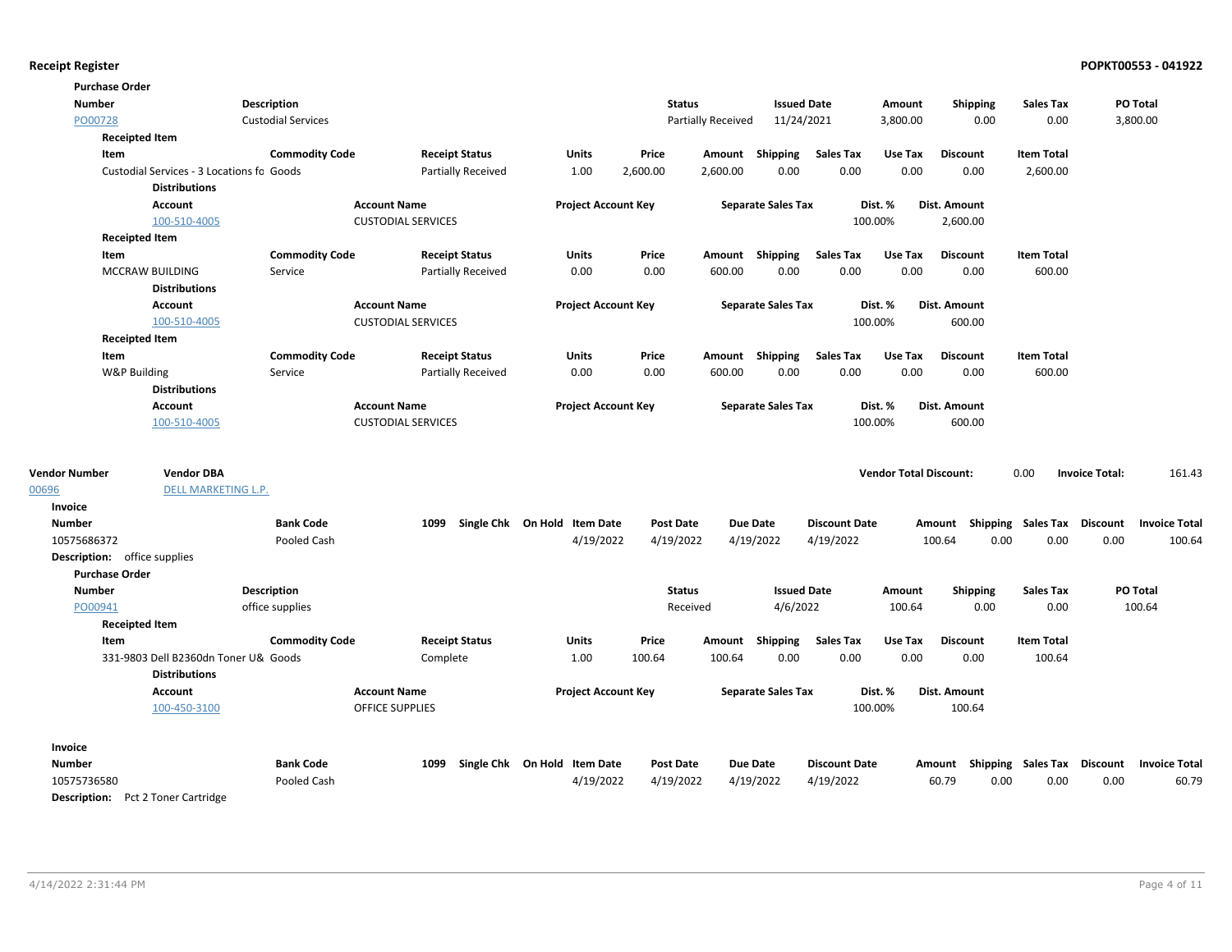**Purchase Order**

| Number | Description | Status | Issued Date | Amount | Shipping | Sales Tax | PO Total |
|---|---|---|---|---|---|---|---|
| PO00728 | Custodial Services | Partially Received | 11/24/2021 | 3,800.00 | 0.00 | 0.00 | 3,800.00 |

**Receipted Item**

| Item | Commodity Code | Receipt Status | Units | Price | Amount | Shipping | Sales Tax | Use Tax | Discount | Item Total |
|---|---|---|---|---|---|---|---|---|---|---|
| Custodial Services - 3 Locations fo | Goods | Partially Received | 1.00 | 2,600.00 | 2,600.00 | 0.00 | 0.00 | 0.00 | 0.00 | 2,600.00 |

**Distributions**

| Account | Account Name | Project Account Key | Separate Sales Tax | Dist. % | Dist. Amount |
|---|---|---|---|---|---|
| 100-510-4005 | CUSTODIAL SERVICES | | | 100.00% | 2,600.00 |

**Receipted Item**

| Item | Commodity Code | Receipt Status | Units | Price | Amount | Shipping | Sales Tax | Use Tax | Discount | Item Total |
|---|---|---|---|---|---|---|---|---|---|---|
| MCCRAW BUILDING | Service | Partially Received | 0.00 | 0.00 | 600.00 | 0.00 | 0.00 | 0.00 | 0.00 | 600.00 |

**Distributions**

| Account | Account Name | Project Account Key | Separate Sales Tax | Dist. % | Dist. Amount |
|---|---|---|---|---|---|
| 100-510-4005 | CUSTODIAL SERVICES | | | 100.00% | 600.00 |

**Receipted Item**

| Item | Commodity Code | Receipt Status | Units | Price | Amount | Shipping | Sales Tax | Use Tax | Discount | Item Total |
|---|---|---|---|---|---|---|---|---|---|---|
| W&P Building | Service | Partially Received | 0.00 | 0.00 | 600.00 | 0.00 | 0.00 | 0.00 | 0.00 | 600.00 |

**Distributions**

| Account | Account Name | Project Account Key | Separate Sales Tax | Dist. % | Dist. Amount |
|---|---|---|---|---|---|
| 100-510-4005 | CUSTODIAL SERVICES | | | 100.00% | 600.00 |

| Vendor Number | Vendor DBA | Vendor Total Discount: | | Invoice Total: | |
|---|---|---|---|---|---|
| 00696 | DELL MARKETING L.P. | | 0.00 | | 161.43 |

**Invoice**

| Number | Bank Code | 1099 | Single Chk | On Hold | Item Date | Post Date | Due Date | Discount Date | Amount | Shipping | Sales Tax | Discount | Invoice Total |
|---|---|---|---|---|---|---|---|---|---|---|---|---|---|
| 10575686372 | Pooled Cash | | | | 4/19/2022 | 4/19/2022 | 4/19/2022 | 4/19/2022 | 100.64 | 0.00 | 0.00 | 0.00 | 100.64 |

**Description:** office supplies

**Purchase Order**

| Number | Description | Status | Issued Date | Amount | Shipping | Sales Tax | PO Total |
|---|---|---|---|---|---|---|---|
| PO00941 | office supplies | Received | 4/6/2022 | 100.64 | 0.00 | 0.00 | 100.64 |

**Receipted Item**

| Item | Commodity Code | Receipt Status | Units | Price | Amount | Shipping | Sales Tax | Use Tax | Discount | Item Total |
|---|---|---|---|---|---|---|---|---|---|---|
| 331-9803 Dell B2360dn Toner U& | Goods | Complete | 1.00 | 100.64 | 100.64 | 0.00 | 0.00 | 0.00 | 0.00 | 100.64 |

**Distributions**

| Account | Account Name | Project Account Key | Separate Sales Tax | Dist. % | Dist. Amount |
|---|---|---|---|---|---|
| 100-450-3100 | OFFICE SUPPLIES | | | 100.00% | 100.64 |

**Invoice**

| Number | Bank Code | 1099 | Single Chk | On Hold | Item Date | Post Date | Due Date | Discount Date | Amount | Shipping | Sales Tax | Discount | Invoice Total |
|---|---|---|---|---|---|---|---|---|---|---|---|---|---|
| 10575736580 | Pooled Cash | | | | 4/19/2022 | 4/19/2022 | 4/19/2022 | 4/19/2022 | 60.79 | 0.00 | 0.00 | 0.00 | 60.79 |

**Description:** Pct 2 Toner Cartridge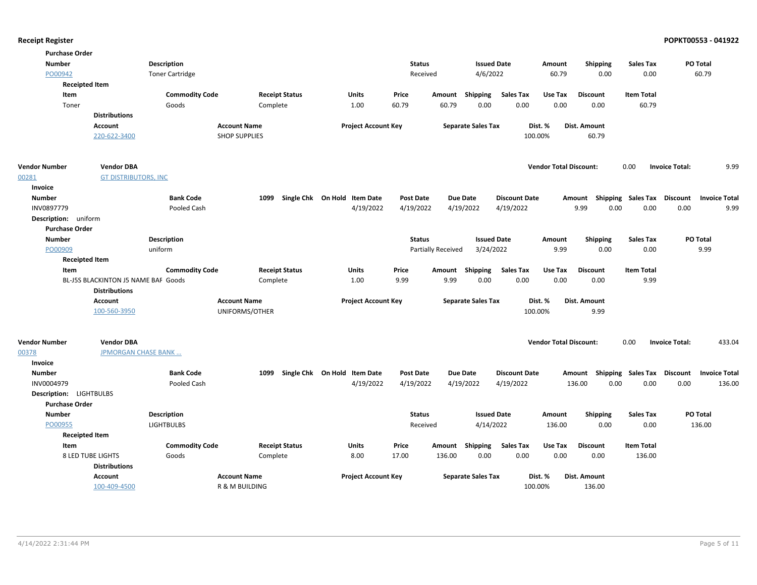**Receipt Register** **POPKT00553 - 041922**

**Purchase Order**

| Number | Description | Status | Issued Date | Amount | Shipping | Sales Tax | PO Total |
|---|---|---|---|---|---|---|---|
| PO00942 | Toner Cartridge | Received | 4/6/2022 | 60.79 | 0.00 | 0.00 | 60.79 |

**Receipted Item**

| Item | Commodity Code | Receipt Status | Units | Price | Amount | Shipping | Sales Tax | Use Tax | Discount | Item Total |
|---|---|---|---|---|---|---|---|---|---|---|
| Toner | Goods | Complete | 1.00 | 60.79 | 60.79 | 0.00 | 0.00 | 0.00 | 0.00 | 60.79 |

**Distributions**

| Account | Account Name | Project Account Key | Separate Sales Tax | Dist. % | Dist. Amount |
|---|---|---|---|---|---|
| 220-622-3400 | SHOP SUPPLIES | | | 100.00% | 60.79 |

| Vendor Number | Vendor DBA | Vendor Total Discount: | Invoice Total: |
|---|---|---|---|
| 00281 | GT DISTRIBUTORS, INC | 0.00 | 9.99 |

**Invoice**

| Number | Bank Code | 1099 | Single Chk | On Hold | Item Date | Post Date | Due Date | Discount Date | Amount | Shipping | Sales Tax | Discount | Invoice Total |
|---|---|---|---|---|---|---|---|---|---|---|---|---|---|
| INV0897779 | Pooled Cash | | | | 4/19/2022 | 4/19/2022 | 4/19/2022 | 4/19/2022 | 9.99 | 0.00 | 0.00 | 0.00 | 9.99 |

**Description:** uniform

**Purchase Order**

| Number | Description | Status | Issued Date | Amount | Shipping | Sales Tax | PO Total |
|---|---|---|---|---|---|---|---|
| PO00909 | uniform | Partially Received | 3/24/2022 | 9.99 | 0.00 | 0.00 | 9.99 |

**Receipted Item**

| Item | Commodity Code | Receipt Status | Units | Price | Amount | Shipping | Sales Tax | Use Tax | Discount | Item Total |
|---|---|---|---|---|---|---|---|---|---|---|
| BL-J5S BLACKINTON J5 NAME BAF | Goods | Complete | 1.00 | 9.99 | 9.99 | 0.00 | 0.00 | 0.00 | 0.00 | 9.99 |

**Distributions**

| Account | Account Name | Project Account Key | Separate Sales Tax | Dist. % | Dist. Amount |
|---|---|---|---|---|---|
| 100-560-3950 | UNIFORMS/OTHER | | | 100.00% | 9.99 |

| Vendor Number | Vendor DBA | Vendor Total Discount: | Invoice Total: |
|---|---|---|---|
| 00378 | JPMORGAN CHASE BANK ... | 0.00 | 433.04 |

**Invoice**

| Number | Bank Code | 1099 | Single Chk | On Hold | Item Date | Post Date | Due Date | Discount Date | Amount | Shipping | Sales Tax | Discount | Invoice Total |
|---|---|---|---|---|---|---|---|---|---|---|---|---|---|
| INV0004979 | Pooled Cash | | | | 4/19/2022 | 4/19/2022 | 4/19/2022 | 4/19/2022 | 136.00 | 0.00 | 0.00 | 0.00 | 136.00 |

**Description:** LIGHTBULBS

**Purchase Order**

| Number | Description | Status | Issued Date | Amount | Shipping | Sales Tax | PO Total |
|---|---|---|---|---|---|---|---|
| PO00955 | LIGHTBULBS | Received | 4/14/2022 | 136.00 | 0.00 | 0.00 | 136.00 |

**Receipted Item**

| Item | Commodity Code | Receipt Status | Units | Price | Amount | Shipping | Sales Tax | Use Tax | Discount | Item Total |
|---|---|---|---|---|---|---|---|---|---|---|
| 8 LED TUBE LIGHTS | Goods | Complete | 8.00 | 17.00 | 136.00 | 0.00 | 0.00 | 0.00 | 0.00 | 136.00 |

**Distributions**

| Account | Account Name | Project Account Key | Separate Sales Tax | Dist. % | Dist. Amount |
|---|---|---|---|---|---|
| 100-409-4500 | R & M BUILDING | | | 100.00% | 136.00 |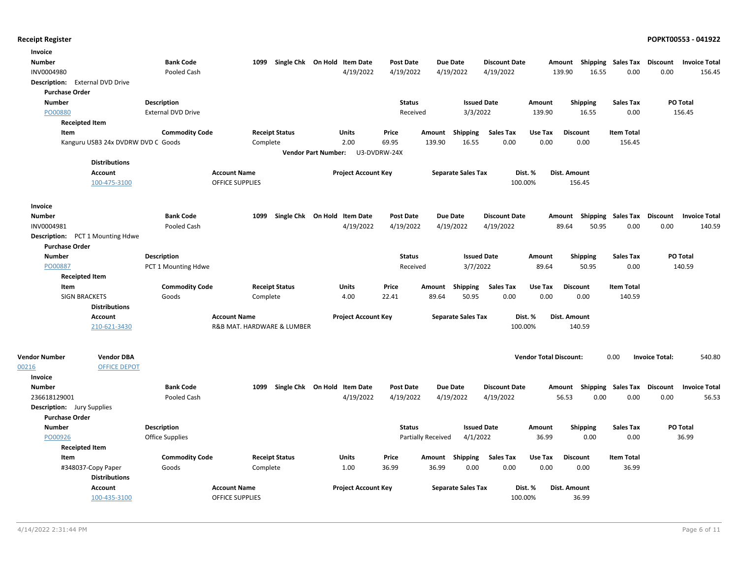## Receipt Register

**POPKT00553 - 041922**

**Invoice**

| Number | Bank Code | 1099 | Single Chk | On Hold | Item Date | Post Date | Due Date | Discount Date | Amount | Shipping | Sales Tax | Discount | Invoice Total |
|---|---|---|---|---|---|---|---|---|---|---|---|---|---|
| INV0004980 | Pooled Cash | | | | 4/19/2022 | 4/19/2022 | 4/19/2022 | 4/19/2022 | 139.90 | 16.55 | 0.00 | 0.00 | 156.45 |

**Description:** External DVD Drive

**Purchase Order**

| Number | Description | Status | Issued Date | Amount | Shipping | Sales Tax | PO Total |
|---|---|---|---|---|---|---|---|
| PO00880 | External DVD Drive | Received | 3/3/2022 | 139.90 | 16.55 | 0.00 | 156.45 |

**Receipted Item**

| Item | Commodity Code | Receipt Status | Units | Price | Amount | Shipping | Sales Tax | Use Tax | Discount | Item Total |
|---|---|---|---|---|---|---|---|---|---|---|
| Kanguru USB3 24x DVDRW DVD C | Goods | Complete | 2.00 | 69.95 | 139.90 | 16.55 | 0.00 | 0.00 | 0.00 | 156.45 |

**Vendor Part Number:** U3-DVDRW-24X

**Distributions**

| Account | Account Name | Project Account Key | Separate Sales Tax | Dist. % | Dist. Amount |
|---|---|---|---|---|---|
| 100-475-3100 | OFFICE SUPPLIES | | | 100.00% | 156.45 |

**Invoice**

| Number | Bank Code | 1099 | Single Chk | On Hold | Item Date | Post Date | Due Date | Discount Date | Amount | Shipping | Sales Tax | Discount | Invoice Total |
|---|---|---|---|---|---|---|---|---|---|---|---|---|---|
| INV0004981 | Pooled Cash | | | | 4/19/2022 | 4/19/2022 | 4/19/2022 | 4/19/2022 | 89.64 | 50.95 | 0.00 | 0.00 | 140.59 |

**Description:** PCT 1 Mounting Hdwe

**Purchase Order**

| Number | Description | Status | Issued Date | Amount | Shipping | Sales Tax | PO Total |
|---|---|---|---|---|---|---|---|
| PO00887 | PCT 1 Mounting Hdwe | Received | 3/7/2022 | 89.64 | 50.95 | 0.00 | 140.59 |

**Receipted Item**

| Item | Commodity Code | Receipt Status | Units | Price | Amount | Shipping | Sales Tax | Use Tax | Discount | Item Total |
|---|---|---|---|---|---|---|---|---|---|---|
| SIGN BRACKETS | Goods | Complete | 4.00 | 22.41 | 89.64 | 50.95 | 0.00 | 0.00 | 0.00 | 140.59 |

**Distributions**

| Account | Account Name | Project Account Key | Separate Sales Tax | Dist. % | Dist. Amount |
|---|---|---|---|---|---|
| 210-621-3430 | R&B MAT. HARDWARE & LUMBER | | | 100.00% | 140.59 |

| Vendor Number | Vendor DBA | Vendor Total Discount: | 0.00 | Invoice Total: | 540.80 |
|---|---|---|---|---|---|
| 00216 | OFFICE DEPOT | | | | |

**Invoice**

| Number | Bank Code | 1099 | Single Chk | On Hold | Item Date | Post Date | Due Date | Discount Date | Amount | Shipping | Sales Tax | Discount | Invoice Total |
|---|---|---|---|---|---|---|---|---|---|---|---|---|---|
| 236618129001 | Pooled Cash | | | | 4/19/2022 | 4/19/2022 | 4/19/2022 | 4/19/2022 | 56.53 | 0.00 | 0.00 | 0.00 | 56.53 |

**Description:** Jury Supplies

**Purchase Order**

| Number | Description | Status | Issued Date | Amount | Shipping | Sales Tax | PO Total |
|---|---|---|---|---|---|---|---|
| PO00926 | Office Supplies | Partially Received | 4/1/2022 | 36.99 | 0.00 | 0.00 | 36.99 |

**Receipted Item**

| Item | Commodity Code | Receipt Status | Units | Price | Amount | Shipping | Sales Tax | Use Tax | Discount | Item Total |
|---|---|---|---|---|---|---|---|---|---|---|
| #348037-Copy Paper | Goods | Complete | 1.00 | 36.99 | 36.99 | 0.00 | 0.00 | 0.00 | 0.00 | 36.99 |

**Distributions**

| Account | Account Name | Project Account Key | Separate Sales Tax | Dist. % | Dist. Amount |
|---|---|---|---|---|---|
| 100-435-3100 | OFFICE SUPPLIES | | | 100.00% | 36.99 |

4/14/2022 2:31:44 PM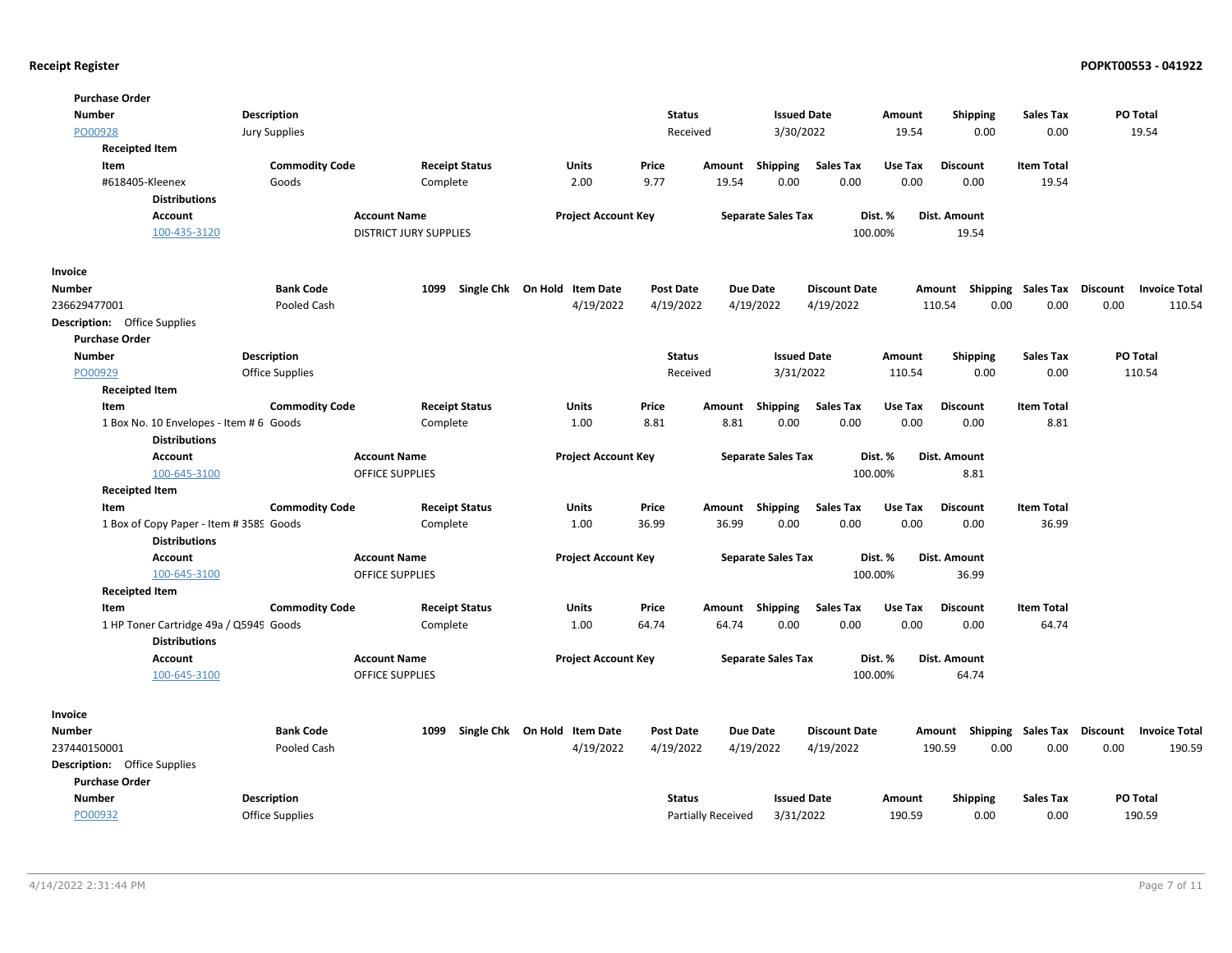**Purchase Order**

| Number | Description | Status | Issued Date | Amount | Shipping | Sales Tax | PO Total |
|---|---|---|---|---|---|---|---|
| PO00928 | Jury Supplies | Received | 3/30/2022 | 19.54 | 0.00 | 0.00 | 19.54 |

**Receipted Item**

| Item | Commodity Code | Receipt Status | Units | Price | Amount | Shipping | Sales Tax | Use Tax | Discount | Item Total |
|---|---|---|---|---|---|---|---|---|---|---|
| #618405-Kleenex | Goods | Complete | 2.00 | 9.77 | 19.54 | 0.00 | 0.00 | 0.00 | 0.00 | 19.54 |

**Distributions**

| Account | Account Name | Project Account Key | Separate Sales Tax | Dist. % | Dist. Amount |
|---|---|---|---|---|---|
| 100-435-3120 | DISTRICT JURY SUPPLIES | | | 100.00% | 19.54 |

**Invoice**

| Number | Bank Code | 1099 | Single Chk | On Hold | Item Date | Post Date | Due Date | Discount Date | Amount | Shipping | Sales Tax | Discount | Invoice Total |
|---|---|---|---|---|---|---|---|---|---|---|---|---|---|
| 236629477001 | Pooled Cash | | | | 4/19/2022 | 4/19/2022 | 4/19/2022 | 4/19/2022 | 110.54 | 0.00 | 0.00 | 0.00 | 110.54 |

**Description:** Office Supplies

**Purchase Order**

| Number | Description | Status | Issued Date | Amount | Shipping | Sales Tax | PO Total |
|---|---|---|---|---|---|---|---|
| PO00929 | Office Supplies | Received | 3/31/2022 | 110.54 | 0.00 | 0.00 | 110.54 |

**Receipted Item**

| Item | Commodity Code | Receipt Status | Units | Price | Amount | Shipping | Sales Tax | Use Tax | Discount | Item Total |
|---|---|---|---|---|---|---|---|---|---|---|
| 1 Box No. 10 Envelopes - Item # 6 | Goods | Complete | 1.00 | 8.81 | 8.81 | 0.00 | 0.00 | 0.00 | 0.00 | 8.81 |

**Distributions**

| Account | Account Name | Project Account Key | Separate Sales Tax | Dist. % | Dist. Amount |
|---|---|---|---|---|---|
| 100-645-3100 | OFFICE SUPPLIES | | | 100.00% | 8.81 |

**Receipted Item**

| Item | Commodity Code | Receipt Status | Units | Price | Amount | Shipping | Sales Tax | Use Tax | Discount | Item Total |
|---|---|---|---|---|---|---|---|---|---|---|
| 1 Box of Copy Paper - Item # 3589 | Goods | Complete | 1.00 | 36.99 | 36.99 | 0.00 | 0.00 | 0.00 | 0.00 | 36.99 |

**Distributions**

| Account | Account Name | Project Account Key | Separate Sales Tax | Dist. % | Dist. Amount |
|---|---|---|---|---|---|
| 100-645-3100 | OFFICE SUPPLIES | | | 100.00% | 36.99 |

**Receipted Item**

| Item | Commodity Code | Receipt Status | Units | Price | Amount | Shipping | Sales Tax | Use Tax | Discount | Item Total |
|---|---|---|---|---|---|---|---|---|---|---|
| 1 HP Toner Cartridge 49a / Q5949 | Goods | Complete | 1.00 | 64.74 | 64.74 | 0.00 | 0.00 | 0.00 | 0.00 | 64.74 |

**Distributions**

| Account | Account Name | Project Account Key | Separate Sales Tax | Dist. % | Dist. Amount |
|---|---|---|---|---|---|
| 100-645-3100 | OFFICE SUPPLIES | | | 100.00% | 64.74 |

**Invoice**

| Number | Bank Code | 1099 | Single Chk | On Hold | Item Date | Post Date | Due Date | Discount Date | Amount | Shipping | Sales Tax | Discount | Invoice Total |
|---|---|---|---|---|---|---|---|---|---|---|---|---|---|
| 237440150001 | Pooled Cash | | | | 4/19/2022 | 4/19/2022 | 4/19/2022 | 4/19/2022 | 190.59 | 0.00 | 0.00 | 0.00 | 190.59 |

**Description:** Office Supplies

**Purchase Order**

| Number | Description | Status | Issued Date | Amount | Shipping | Sales Tax | PO Total |
|---|---|---|---|---|---|---|---|
| PO00932 | Office Supplies | Partially Received | 3/31/2022 | 190.59 | 0.00 | 0.00 | 190.59 |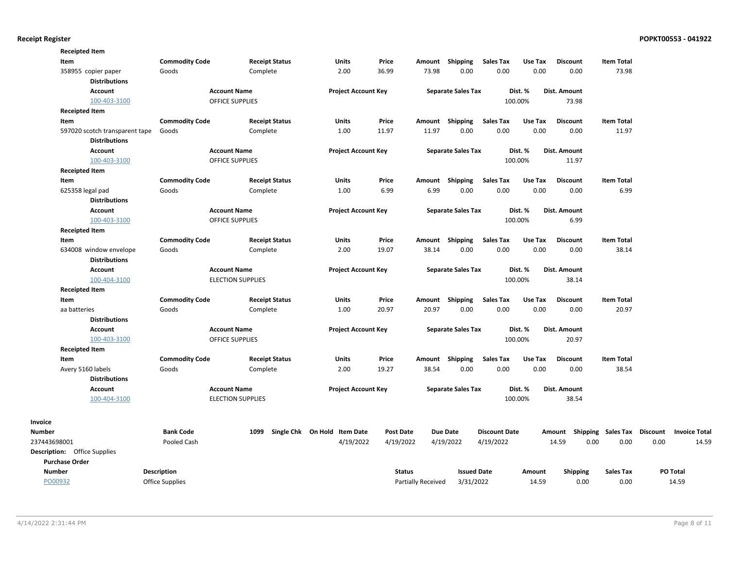**Receipted Item**

| Item | Commodity Code | Receipt Status | Units | Price | Amount | Shipping | Sales Tax | Use Tax | Discount | Item Total |
|---|---|---|---|---|---|---|---|---|---|---|
| 358955 copier paper | Goods | Complete | 2.00 | 36.99 | 73.98 | 0.00 | 0.00 | 0.00 | 0.00 | 73.98 |

**Distributions**

| Account | Account Name | Project Account Key | Separate Sales Tax | Dist. % | Dist. Amount |
|---|---|---|---|---|---|
| 100-403-3100 | OFFICE SUPPLIES | | | 100.00% | 73.98 |

**Receipted Item**

| Item | Commodity Code | Receipt Status | Units | Price | Amount | Shipping | Sales Tax | Use Tax | Discount | Item Total |
|---|---|---|---|---|---|---|---|---|---|---|
| 597020 scotch transparent tape | Goods | Complete | 1.00 | 11.97 | 11.97 | 0.00 | 0.00 | 0.00 | 0.00 | 11.97 |

**Distributions**

| Account | Account Name | Project Account Key | Separate Sales Tax | Dist. % | Dist. Amount |
|---|---|---|---|---|---|
| 100-403-3100 | OFFICE SUPPLIES | | | 100.00% | 11.97 |

**Receipted Item**

| Item | Commodity Code | Receipt Status | Units | Price | Amount | Shipping | Sales Tax | Use Tax | Discount | Item Total |
|---|---|---|---|---|---|---|---|---|---|---|
| 625358 legal pad | Goods | Complete | 1.00 | 6.99 | 6.99 | 0.00 | 0.00 | 0.00 | 0.00 | 6.99 |

**Distributions**

| Account | Account Name | Project Account Key | Separate Sales Tax | Dist. % | Dist. Amount |
|---|---|---|---|---|---|
| 100-403-3100 | OFFICE SUPPLIES | | | 100.00% | 6.99 |

**Receipted Item**

| Item | Commodity Code | Receipt Status | Units | Price | Amount | Shipping | Sales Tax | Use Tax | Discount | Item Total |
|---|---|---|---|---|---|---|---|---|---|---|
| 634008 window envelope | Goods | Complete | 2.00 | 19.07 | 38.14 | 0.00 | 0.00 | 0.00 | 0.00 | 38.14 |

**Distributions**

| Account | Account Name | Project Account Key | Separate Sales Tax | Dist. % | Dist. Amount |
|---|---|---|---|---|---|
| 100-404-3100 | ELECTION SUPPLIES | | | 100.00% | 38.14 |

**Receipted Item**

| Item | Commodity Code | Receipt Status | Units | Price | Amount | Shipping | Sales Tax | Use Tax | Discount | Item Total |
|---|---|---|---|---|---|---|---|---|---|---|
| aa batteries | Goods | Complete | 1.00 | 20.97 | 20.97 | 0.00 | 0.00 | 0.00 | 0.00 | 20.97 |

**Distributions**

| Account | Account Name | Project Account Key | Separate Sales Tax | Dist. % | Dist. Amount |
|---|---|---|---|---|---|
| 100-403-3100 | OFFICE SUPPLIES | | | 100.00% | 20.97 |

**Receipted Item**

| Item | Commodity Code | Receipt Status | Units | Price | Amount | Shipping | Sales Tax | Use Tax | Discount | Item Total |
|---|---|---|---|---|---|---|---|---|---|---|
| Avery 5160 labels | Goods | Complete | 2.00 | 19.27 | 38.54 | 0.00 | 0.00 | 0.00 | 0.00 | 38.54 |

**Distributions**

| Account | Account Name | Project Account Key | Separate Sales Tax | Dist. % | Dist. Amount |
|---|---|---|---|---|---|
| 100-404-3100 | ELECTION SUPPLIES | | | 100.00% | 38.54 |

**Invoice**

| Number | Bank Code | 1099 | Single Chk | On Hold | Item Date | Post Date | Due Date | Discount Date | Amount | Shipping | Sales Tax | Discount | Invoice Total |
|---|---|---|---|---|---|---|---|---|---|---|---|---|---|
| 237443698001 | Pooled Cash | | | | 4/19/2022 | 4/19/2022 | 4/19/2022 | 4/19/2022 | 14.59 | 0.00 | 0.00 | 0.00 | 14.59 |

**Description:** Office Supplies

**Purchase Order**

| Number | Description | Status | Issued Date | Amount | Shipping | Sales Tax | PO Total |
|---|---|---|---|---|---|---|---|
| PO00932 | Office Supplies | Partially Received | 3/31/2022 | 14.59 | 0.00 | 0.00 | 14.59 |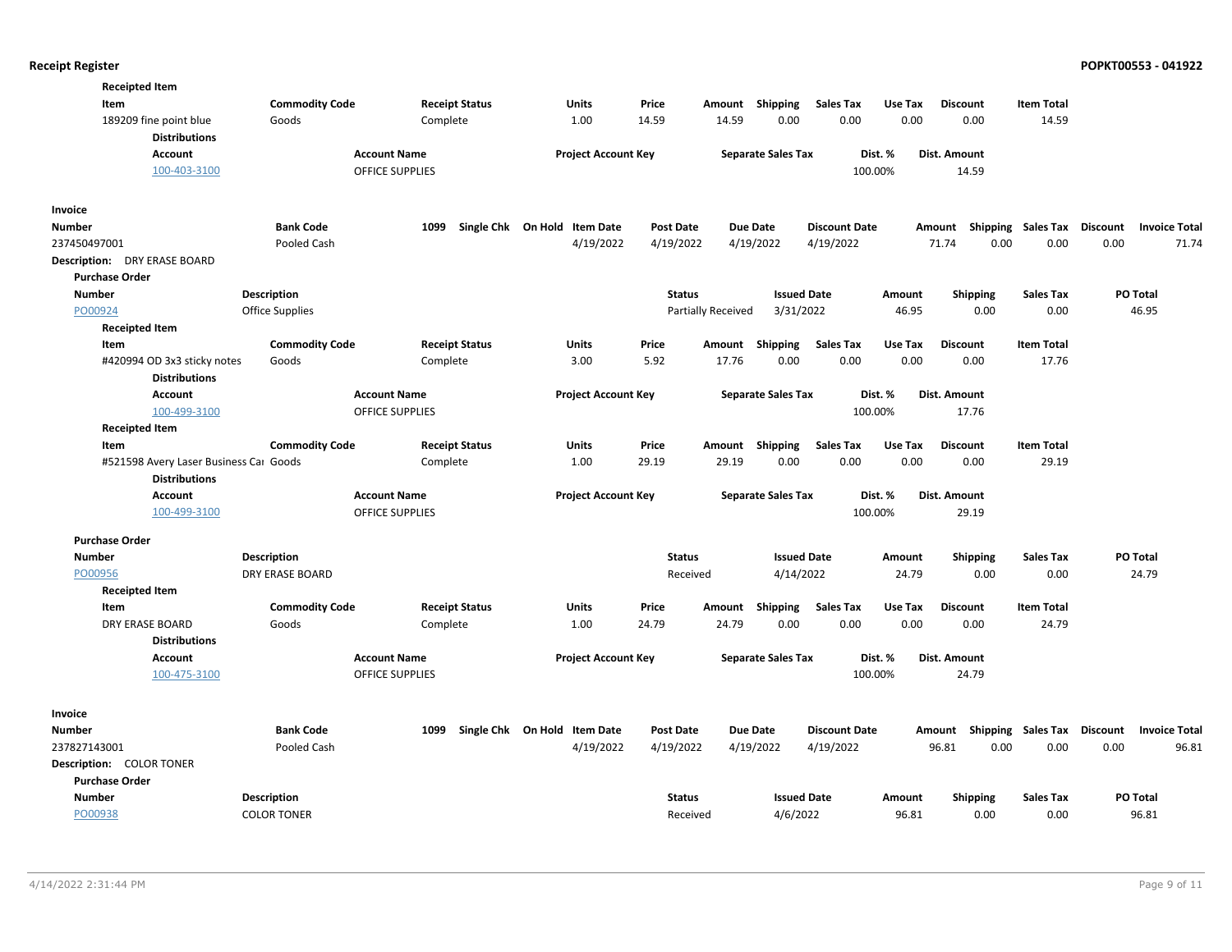**Receipted Item**

| Item | Commodity Code | Receipt Status | Units | Price | Amount | Shipping | Sales Tax | Use Tax | Discount | Item Total |
|---|---|---|---|---|---|---|---|---|---|---|
| 189209 fine point blue | Goods | Complete | 1.00 | 14.59 | 14.59 | 0.00 | 0.00 | 0.00 | 0.00 | 14.59 |

**Distributions**

| Account | Account Name | Project Account Key | Separate Sales Tax | Dist. % | Dist. Amount |
|---|---|---|---|---|---|
| 100-403-3100 | OFFICE SUPPLIES | | | 100.00% | 14.59 |

**Invoice**

| Number | Bank Code | 1099 | Single Chk | On Hold | Item Date | Post Date | Due Date | Discount Date | Amount | Shipping | Sales Tax | Discount | Invoice Total |
|---|---|---|---|---|---|---|---|---|---|---|---|---|---|
| 237450497001 | Pooled Cash | | | | 4/19/2022 | 4/19/2022 | 4/19/2022 | 4/19/2022 | 71.74 | 0.00 | 0.00 | 0.00 | 71.74 |

**Description:** DRY ERASE BOARD

**Purchase Order**

| Number | Description | Status | Issued Date | Amount | Shipping | Sales Tax | PO Total |
|---|---|---|---|---|---|---|---|
| PO00924 | Office Supplies | Partially Received | 3/31/2022 | 46.95 | 0.00 | 0.00 | 46.95 |

**Receipted Item**

| Item | Commodity Code | Receipt Status | Units | Price | Amount | Shipping | Sales Tax | Use Tax | Discount | Item Total |
|---|---|---|---|---|---|---|---|---|---|---|
| #420994 OD 3x3 sticky notes | Goods | Complete | 3.00 | 5.92 | 17.76 | 0.00 | 0.00 | 0.00 | 0.00 | 17.76 |

**Distributions**

| Account | Account Name | Project Account Key | Separate Sales Tax | Dist. % | Dist. Amount |
|---|---|---|---|---|---|
| 100-499-3100 | OFFICE SUPPLIES | | | 100.00% | 17.76 |

**Receipted Item**

| Item | Commodity Code | Receipt Status | Units | Price | Amount | Shipping | Sales Tax | Use Tax | Discount | Item Total |
|---|---|---|---|---|---|---|---|---|---|---|
| #521598 Avery Laser Business Car | Goods | Complete | 1.00 | 29.19 | 29.19 | 0.00 | 0.00 | 0.00 | 0.00 | 29.19 |

**Distributions**

| Account | Account Name | Project Account Key | Separate Sales Tax | Dist. % | Dist. Amount |
|---|---|---|---|---|---|
| 100-499-3100 | OFFICE SUPPLIES | | | 100.00% | 29.19 |

**Purchase Order**

| Number | Description | Status | Issued Date | Amount | Shipping | Sales Tax | PO Total |
|---|---|---|---|---|---|---|---|
| PO00956 | DRY ERASE BOARD | Received | 4/14/2022 | 24.79 | 0.00 | 0.00 | 24.79 |

**Receipted Item**

| Item | Commodity Code | Receipt Status | Units | Price | Amount | Shipping | Sales Tax | Use Tax | Discount | Item Total |
|---|---|---|---|---|---|---|---|---|---|---|
| DRY ERASE BOARD | Goods | Complete | 1.00 | 24.79 | 24.79 | 0.00 | 0.00 | 0.00 | 0.00 | 24.79 |

**Distributions**

| Account | Account Name | Project Account Key | Separate Sales Tax | Dist. % | Dist. Amount |
|---|---|---|---|---|---|
| 100-475-3100 | OFFICE SUPPLIES | | | 100.00% | 24.79 |

**Invoice**

| Number | Bank Code | 1099 | Single Chk | On Hold | Item Date | Post Date | Due Date | Discount Date | Amount | Shipping | Sales Tax | Discount | Invoice Total |
|---|---|---|---|---|---|---|---|---|---|---|---|---|---|
| 237827143001 | Pooled Cash | | | | 4/19/2022 | 4/19/2022 | 4/19/2022 | 4/19/2022 | 96.81 | 0.00 | 0.00 | 0.00 | 96.81 |

**Description:** COLOR TONER

**Purchase Order**

| Number | Description | Status | Issued Date | Amount | Shipping | Sales Tax | PO Total |
|---|---|---|---|---|---|---|---|
| PO00938 | COLOR TONER | Received | 4/6/2022 | 96.81 | 0.00 | 0.00 | 96.81 |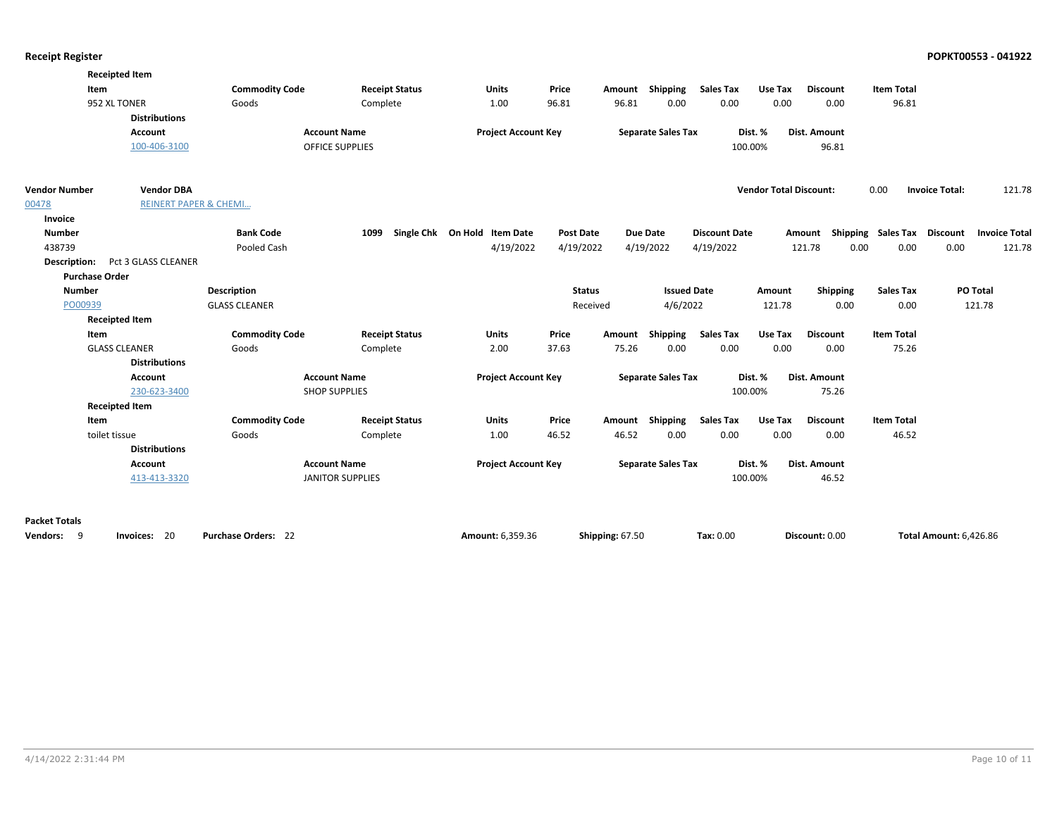**Receipt Register** **POPKT00553 - 041922**

**Receipted Item**

| Item | Commodity Code | Receipt Status | Units | Price | Amount | Shipping | Sales Tax | Use Tax | Discount | Item Total |
|---|---|---|---|---|---|---|---|---|---|---|
| 952 XL TONER | Goods | Complete | 1.00 | 96.81 | 96.81 | 0.00 | 0.00 | 0.00 | 0.00 | 96.81 |

**Distributions**

| Account | Account Name | Project Account Key | Separate Sales Tax | Dist. % | Dist. Amount |
|---|---|---|---|---|---|
| 100-406-3100 | OFFICE SUPPLIES | | | 100.00% | 96.81 |

| Vendor Number | Vendor DBA | Vendor Total Discount: | Invoice Total: |
|---|---|---|---|
| 00478 | REINERT PAPER & CHEMI... | 0.00 | 121.78 |

**Invoice**

| Number | Bank Code | 1099 | Single Chk | On Hold | Item Date | Post Date | Due Date | Discount Date | Amount | Shipping | Sales Tax | Discount | Invoice Total |
|---|---|---|---|---|---|---|---|---|---|---|---|---|---|
| 438739 | Pooled Cash | | | | 4/19/2022 | 4/19/2022 | 4/19/2022 | 4/19/2022 | 121.78 | 0.00 | 0.00 | 0.00 | 121.78 |

**Description:** Pct 3 GLASS CLEANER

**Purchase Order**

| Number | Description | Status | Issued Date | Amount | Shipping | Sales Tax | PO Total |
|---|---|---|---|---|---|---|---|
| PO00939 | GLASS CLEANER | Received | 4/6/2022 | 121.78 | 0.00 | 0.00 | 121.78 |

**Receipted Item**

| Item | Commodity Code | Receipt Status | Units | Price | Amount | Shipping | Sales Tax | Use Tax | Discount | Item Total |
|---|---|---|---|---|---|---|---|---|---|---|
| GLASS CLEANER | Goods | Complete | 2.00 | 37.63 | 75.26 | 0.00 | 0.00 | 0.00 | 0.00 | 75.26 |

**Distributions**

| Account | Account Name | Project Account Key | Separate Sales Tax | Dist. % | Dist. Amount |
|---|---|---|---|---|---|
| 230-623-3400 | SHOP SUPPLIES | | | 100.00% | 75.26 |

**Receipted Item**

| Item | Commodity Code | Receipt Status | Units | Price | Amount | Shipping | Sales Tax | Use Tax | Discount | Item Total |
|---|---|---|---|---|---|---|---|---|---|---|
| toilet tissue | Goods | Complete | 1.00 | 46.52 | 46.52 | 0.00 | 0.00 | 0.00 | 0.00 | 46.52 |

**Distributions**

| Account | Account Name | Project Account Key | Separate Sales Tax | Dist. % | Dist. Amount |
|---|---|---|---|---|---|
| 413-413-3320 | JANITOR SUPPLIES | | | 100.00% | 46.52 |

**Packet Totals**

**Vendors:** 9 **Invoices:** 20 **Purchase Orders:** 22 **Amount:** 6,359.36 **Shipping:** 67.50 **Tax:** 0.00 **Discount:** 0.00 **Total Amount:** 6,426.86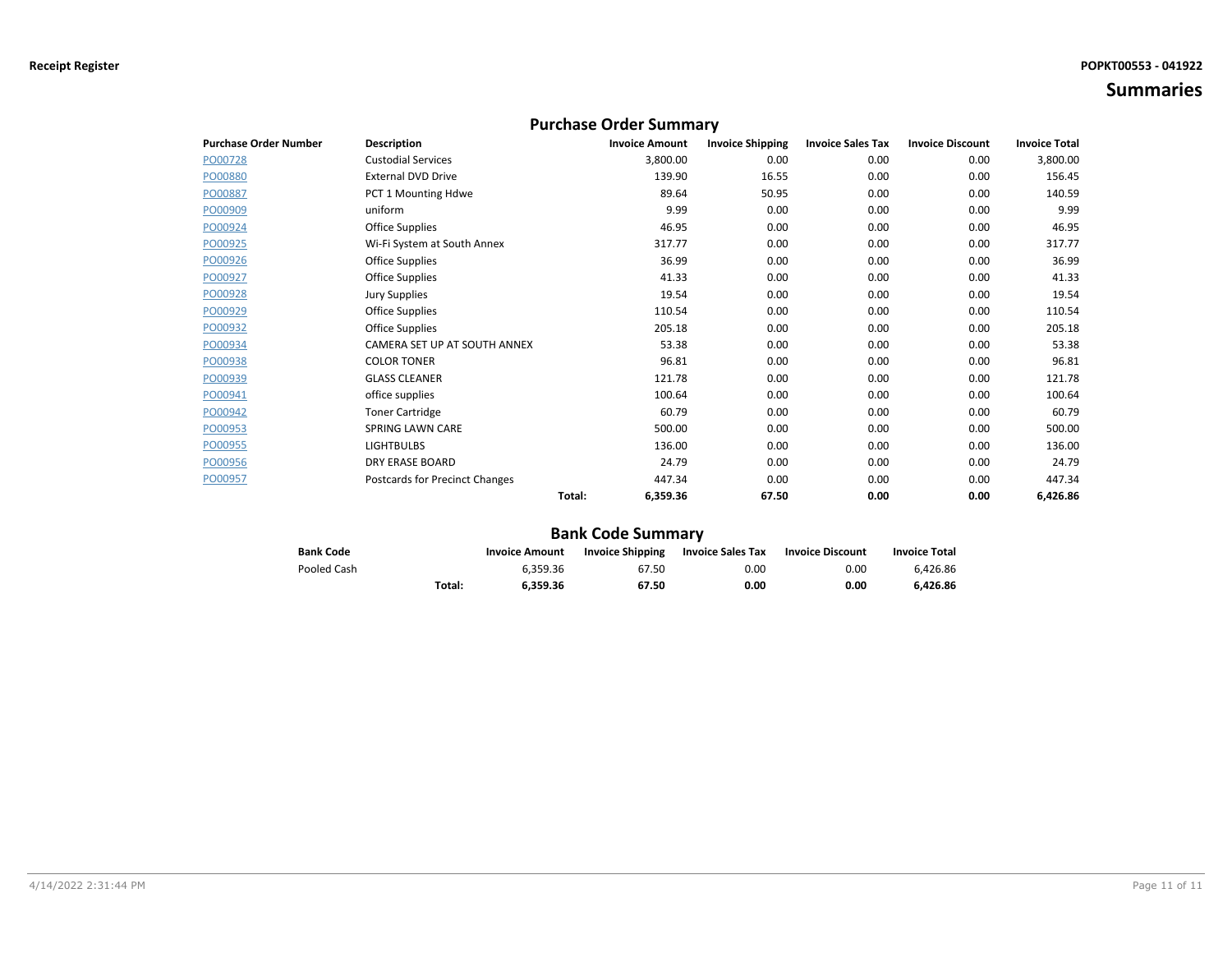**Receipt Register**

**POPKT00553 - 041922**

# Summaries

## Purchase Order Summary

| Purchase Order Number | Description | Invoice Amount | Invoice Shipping | Invoice Sales Tax | Invoice Discount | Invoice Total |
|---|---|---|---|---|---|---|
| PO00728 | Custodial Services | 3,800.00 | 0.00 | 0.00 | 0.00 | 3,800.00 |
| PO00880 | External DVD Drive | 139.90 | 16.55 | 0.00 | 0.00 | 156.45 |
| PO00887 | PCT 1 Mounting Hdwe | 89.64 | 50.95 | 0.00 | 0.00 | 140.59 |
| PO00909 | uniform | 9.99 | 0.00 | 0.00 | 0.00 | 9.99 |
| PO00924 | Office Supplies | 46.95 | 0.00 | 0.00 | 0.00 | 46.95 |
| PO00925 | Wi-Fi System at South Annex | 317.77 | 0.00 | 0.00 | 0.00 | 317.77 |
| PO00926 | Office Supplies | 36.99 | 0.00 | 0.00 | 0.00 | 36.99 |
| PO00927 | Office Supplies | 41.33 | 0.00 | 0.00 | 0.00 | 41.33 |
| PO00928 | Jury Supplies | 19.54 | 0.00 | 0.00 | 0.00 | 19.54 |
| PO00929 | Office Supplies | 110.54 | 0.00 | 0.00 | 0.00 | 110.54 |
| PO00932 | Office Supplies | 205.18 | 0.00 | 0.00 | 0.00 | 205.18 |
| PO00934 | CAMERA SET UP AT SOUTH ANNEX | 53.38 | 0.00 | 0.00 | 0.00 | 53.38 |
| PO00938 | COLOR TONER | 96.81 | 0.00 | 0.00 | 0.00 | 96.81 |
| PO00939 | GLASS CLEANER | 121.78 | 0.00 | 0.00 | 0.00 | 121.78 |
| PO00941 | office supplies | 100.64 | 0.00 | 0.00 | 0.00 | 100.64 |
| PO00942 | Toner Cartridge | 60.79 | 0.00 | 0.00 | 0.00 | 60.79 |
| PO00953 | SPRING LAWN CARE | 500.00 | 0.00 | 0.00 | 0.00 | 500.00 |
| PO00955 | LIGHTBULBS | 136.00 | 0.00 | 0.00 | 0.00 | 136.00 |
| PO00956 | DRY ERASE BOARD | 24.79 | 0.00 | 0.00 | 0.00 | 24.79 |
| PO00957 | Postcards for Precinct Changes | 447.34 | 0.00 | 0.00 | 0.00 | 447.34 |
| | **Total:** | **6,359.36** | **67.50** | **0.00** | **0.00** | **6,426.86** |

## Bank Code Summary

| Bank Code | | Invoice Amount | Invoice Shipping | Invoice Sales Tax | Invoice Discount | Invoice Total |
|---|---|---|---|---|---|---|
| Pooled Cash | | 6,359.36 | 67.50 | 0.00 | 0.00 | 6,426.86 |
| | **Total:** | **6,359.36** | **67.50** | **0.00** | **0.00** | **6,426.86** |